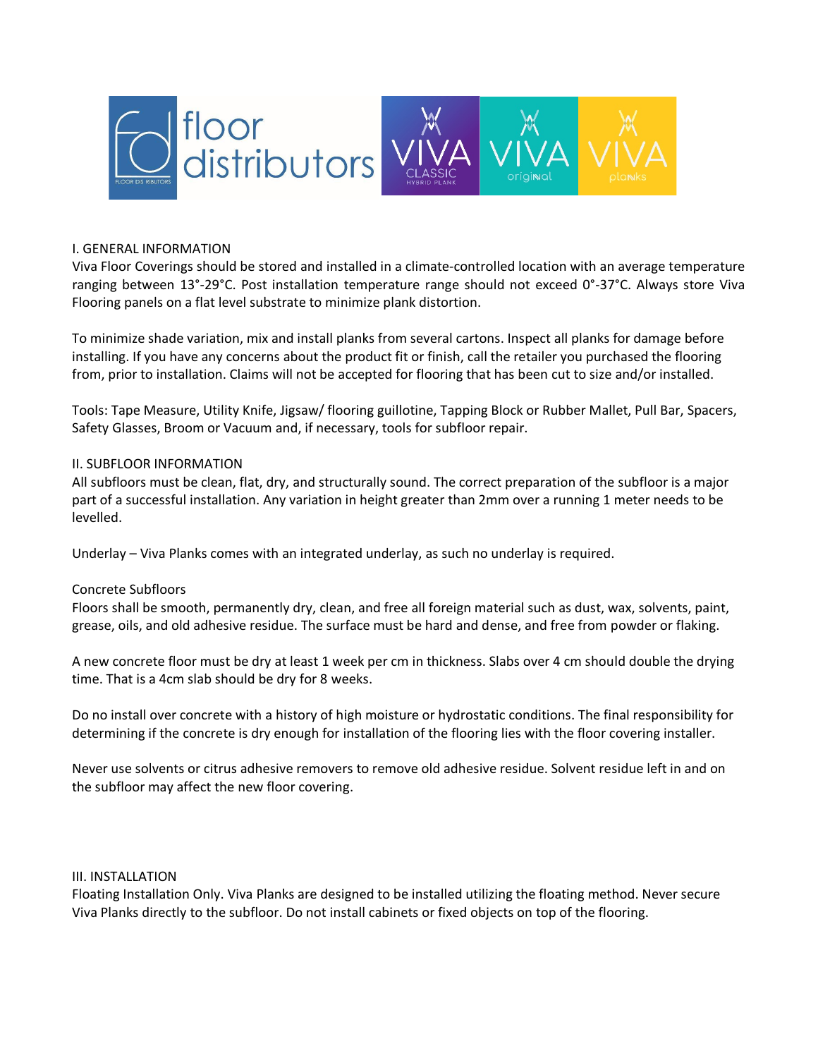## I. GENERAL INFORMATION

Viva Floor Coverings should be stored and installed in a climate-controlled location with an average temperature ranging between 13°-29°C. Post installation temperature range should not exceed 0°-37°C. Always store Viva Flooring panels on a flat level substrate to minimize plank distortion.

To minimize shade variation, mix and install planks from several cartons. Inspect all planks for damage before installing. If you have any concerns about the product fit or finish, call the retailer you purchased the flooring from, prior to installation. Claims will not be accepted for flooring that has been cut to size and/or installed.

Tools: Tape Measure, Utility Knife, Jigsaw/ flooring guillotine, Tapping Block or Rubber Mallet, Pull Bar, Spacers, Safety Glasses, Broom or Vacuum and, if necessary, tools for subfloor repair.

## II. SUBFLOOR INFORMATION

All subfloors must be clean, flat, dry, and structurally sound. The correct preparation of the subfloor is a major part of a successful installation. Any variation in height greater than 2mm over a running 1 meter needs to be levelled.

Underlay – Viva Planks comes with an integrated underlay, as such no underlay is required.

### Concrete Subfloors

Floors shall be smooth, permanently dry, clean, and free all foreign material such as dust, wax, solvents, paint, grease, oils, and old adhesive residue. The surface must be hard and dense, and free from powder or flaking.

A new concrete floor must be dry at least 1 week per cm in thickness. Slabs over 4 cm should double the drying time. That is a 4cm slab should be dry for 8 weeks.

Do no install over concrete with a history of high moisture or hydrostatic conditions. The final responsibility for determining if the concrete is dry enough for installation of the flooring lies with the floor covering installer.

Never use solvents or citrus adhesive removers to remove old adhesive residue. Solvent residue left in and on the subfloor may affect the new floor covering.

## III. INSTALLATION

Floating Installation Only. Viva Planks are designed to be installed utilizing the floating method. Never secure Viva Planks directly to the subfloor. Do not install cabinets or fixed objects on top of the flooring.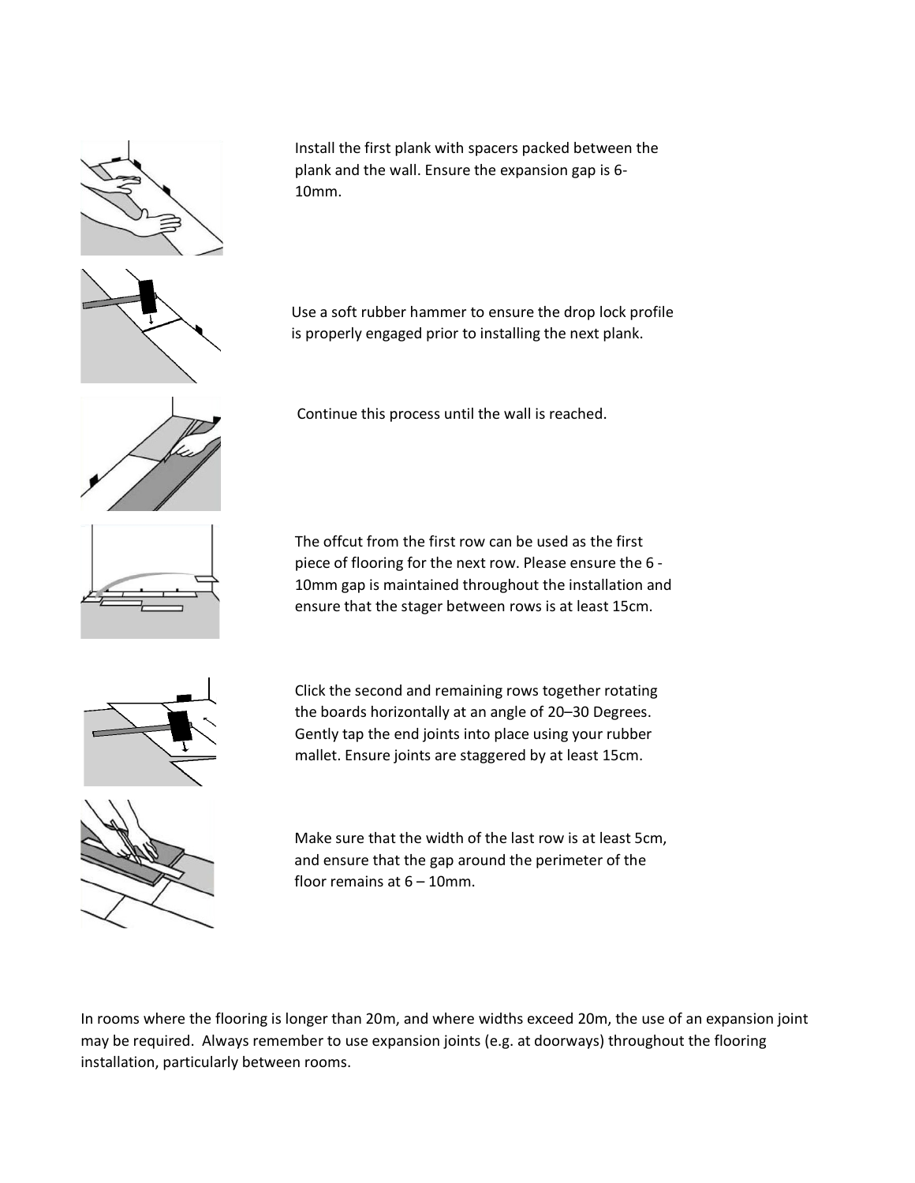Install the first plank with spacers packed between the plank and the wall. Ensure the expansion gap is 6-10mm.

Use a soft rubber hammer to ensure the drop lock profile is properly engaged prior to installing the next plank.

Continue this process until the wall is reached.

The offcut from the first row can be used as the first piece of flooring for the next row. Please ensure the 6 - 10mm gap is maintained throughout the installation and ensure that the stager between rows is at least 15cm.

Click the second and remaining rows together rotating the boards horizontally at an angle of 20–30 Degrees. Gently tap the end joints into place using your rubber mallet. Ensure joints are staggered by at least 15cm.

Make sure that the width of the last row is at least 5cm, and ensure that the gap around the perimeter of the floor remains at 6 – 10mm.

In rooms where the flooring is longer than 20m, and where widths exceed 20m, the use of an expansion joint may be required. Always remember to use expansion joints (e.g. at doorways) throughout the flooring installation, particularly between rooms.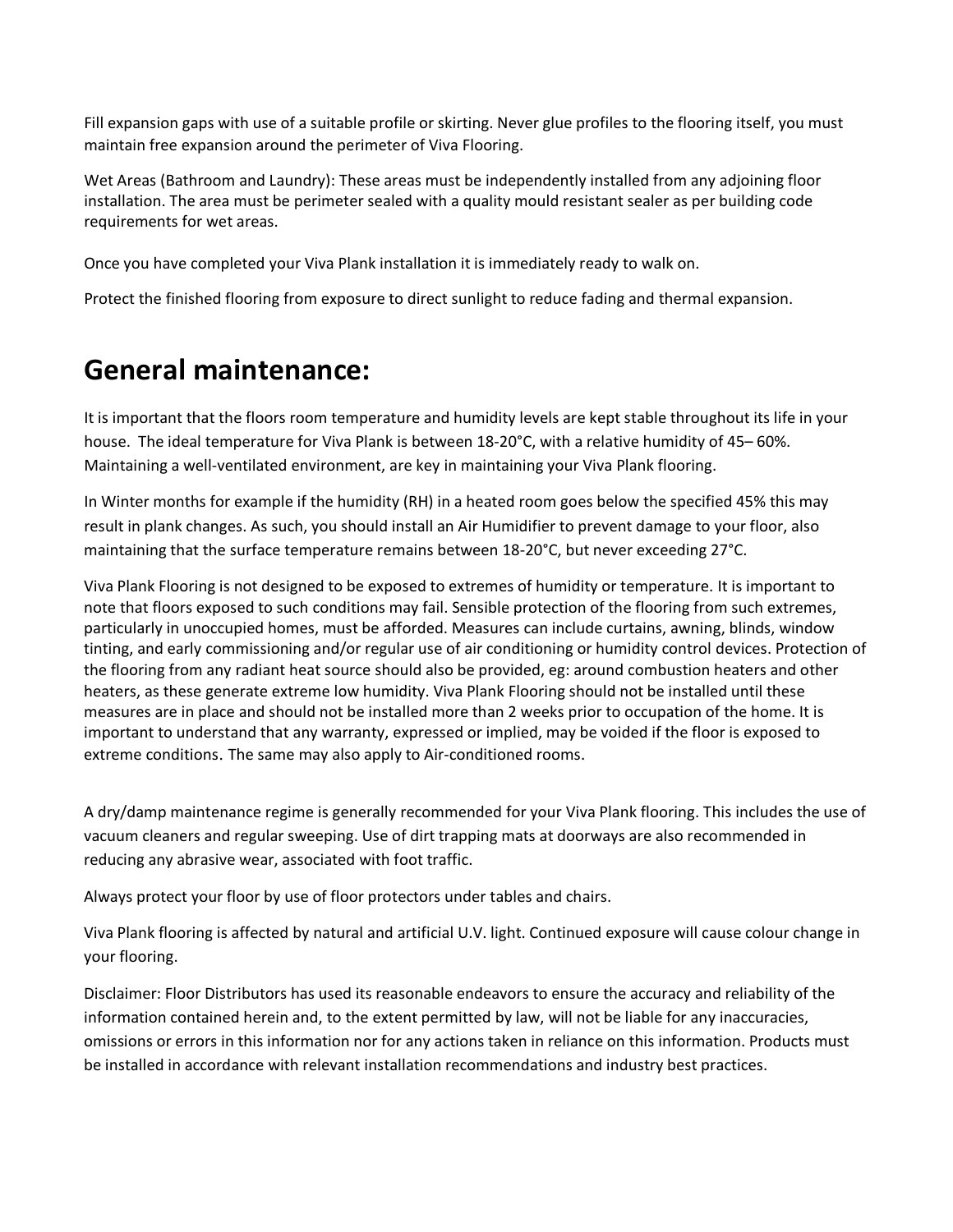Fill expansion gaps with use of a suitable profile or skirting. Never glue profiles to the flooring itself, you must maintain free expansion around the perimeter of Viva Flooring.

Wet Areas (Bathroom and Laundry): These areas must be independently installed from any adjoining floor installation. The area must be perimeter sealed with a quality mould resistant sealer as per building code requirements for wet areas.

Once you have completed your Viva Plank installation it is immediately ready to walk on.

Protect the finished flooring from exposure to direct sunlight to reduce fading and thermal expansion.

## General maintenance:

It is important that the floors room temperature and humidity levels are kept stable throughout its life in your house. The ideal temperature for Viva Plank is between 18-20°C, with a relative humidity of 45– 60%. Maintaining a well-ventilated environment, are key in maintaining your Viva Plank flooring.

In Winter months for example if the humidity (RH) in a heated room goes below the specified 45% this may result in plank changes. As such, you should install an Air Humidifier to prevent damage to your floor, also maintaining that the surface temperature remains between 18-20°C, but never exceeding 27°C.

Viva Plank Flooring is not designed to be exposed to extremes of humidity or temperature. It is important to note that floors exposed to such conditions may fail. Sensible protection of the flooring from such extremes, particularly in unoccupied homes, must be afforded. Measures can include curtains, awning, blinds, window tinting, and early commissioning and/or regular use of air conditioning or humidity control devices. Protection of the flooring from any radiant heat source should also be provided, eg: around combustion heaters and other heaters, as these generate extreme low humidity. Viva Plank Flooring should not be installed until these measures are in place and should not be installed more than 2 weeks prior to occupation of the home. It is important to understand that any warranty, expressed or implied, may be voided if the floor is exposed to extreme conditions. The same may also apply to Air-conditioned rooms.

A dry/damp maintenance regime is generally recommended for your Viva Plank flooring. This includes the use of vacuum cleaners and regular sweeping. Use of dirt trapping mats at doorways are also recommended in reducing any abrasive wear, associated with foot traffic.

Always protect your floor by use of floor protectors under tables and chairs.

Viva Plank flooring is affected by natural and artificial U.V. light. Continued exposure will cause colour change in your flooring.

Disclaimer: Floor Distributors has used its reasonable endeavors to ensure the accuracy and reliability of the information contained herein and, to the extent permitted by law, will not be liable for any inaccuracies, omissions or errors in this information nor for any actions taken in reliance on this information. Products must be installed in accordance with relevant installation recommendations and industry best practices.